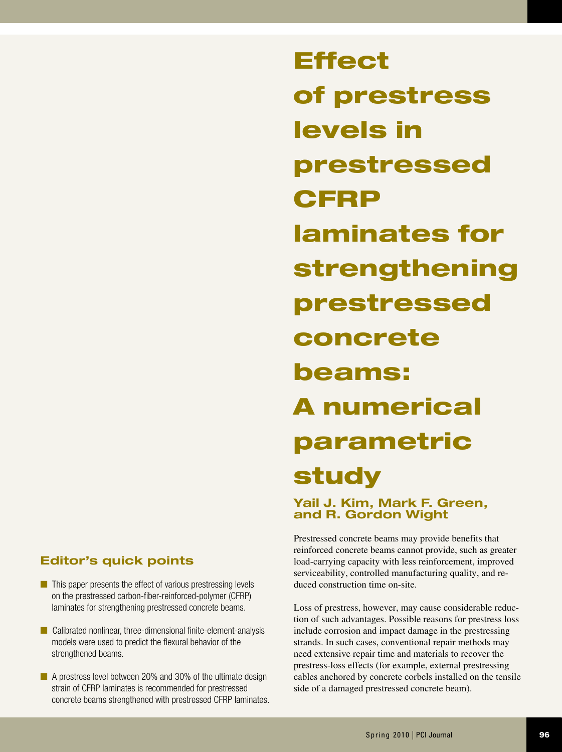# Effect of prestress levels in prestressed CFRP laminates for strengthening prestressed concrete beams: A numerical parametric study

**Yail J. Kim, Mark F. Green, and R. Gordon Wight**

## Editor's quick points

- This paper presents the effect of various prestressing levels on the prestressed carbon-fiber-reinforced-polymer (CFRP) laminates for strengthening prestressed concrete beams.
- Calibrated nonlinear, three-dimensional finite-element-analysis models were used to predict the flexural behavior of the strengthened beams.
- A prestress level between 20% and 30% of the ultimate design strain of CFRP laminates is recommended for prestressed concrete beams strengthened with prestressed CFRP laminates.

Prestressed concrete beams may provide benefits that reinforced concrete beams cannot provide, such as greater load-carrying capacity with less reinforcement, improved serviceability, controlled manufacturing quality, and reduced construction time on-site.

Loss of prestress, however, may cause considerable reduction of such advantages. Possible reasons for prestress loss include corrosion and impact damage in the prestressing strands. In such cases, conventional repair methods may need extensive repair time and materials to recover the prestress-loss effects (for example, external prestressing cables anchored by concrete corbels installed on the tensile side of a damaged prestressed concrete beam).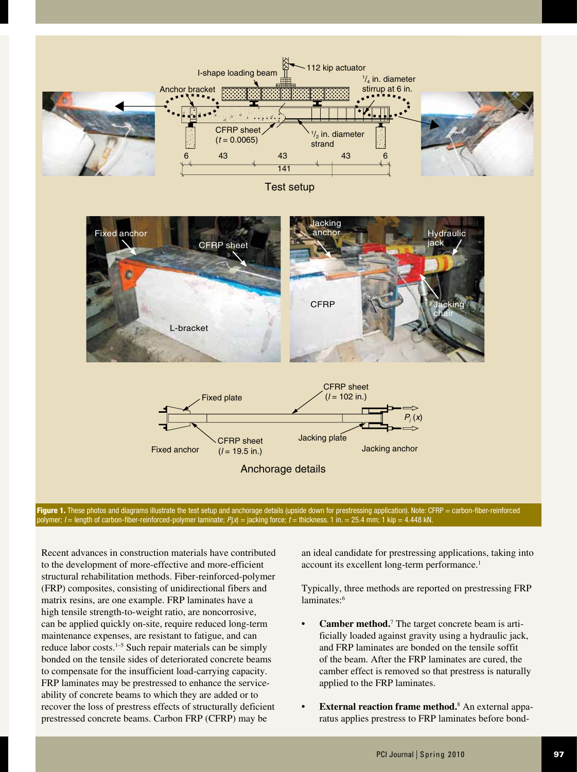**Figure 1.** These photos and diagrams illustrate the test setup and anchorage details (upside down for prestressing application). Note: CFRP = carbon-fiber-reinforced polymer; $l$ = length of carbon-fiber-reinforced-polymer laminate; $P_j(x)$ = jacking force; $t$ = thickness. 1 in. = 25.4 mm; 1 kip = 4.448 kN.

Recent advances in construction materials have contributed to the development of more-effective and more-efficient structural rehabilitation methods. Fiber-reinforced-polymer (FRP) composites, consisting of unidirectional fibers and matrix resins, are one example. FRP laminates have a high tensile strength-to-weight ratio, are noncorrosive, can be applied quickly on-site, require reduced long-term maintenance expenses, are resistant to fatigue, and can reduce labor costs.[1–5] Such repair materials can be simply bonded on the tensile sides of deteriorated concrete beams to compensate for the insufficient load-carrying capacity. FRP laminates may be prestressed to enhance the serviceability of concrete beams to which they are added or to recover the loss of prestress effects of structurally deficient prestressed concrete beams. Carbon FRP (CFRP) may be an ideal candidate for prestressing applications, taking into account its excellent long-term performance.[1]

Typically, three methods are reported on prestressing FRP laminates:[6]

- **Camber method.**[7] The target concrete beam is artificially loaded against gravity using a hydraulic jack, and FRP laminates are bonded on the tensile soffit of the beam. After the FRP laminates are cured, the camber effect is removed so that prestress is naturally applied to the FRP laminates.

- **External reaction frame method.**[8] An external apparatus applies prestress to FRP laminates before bond-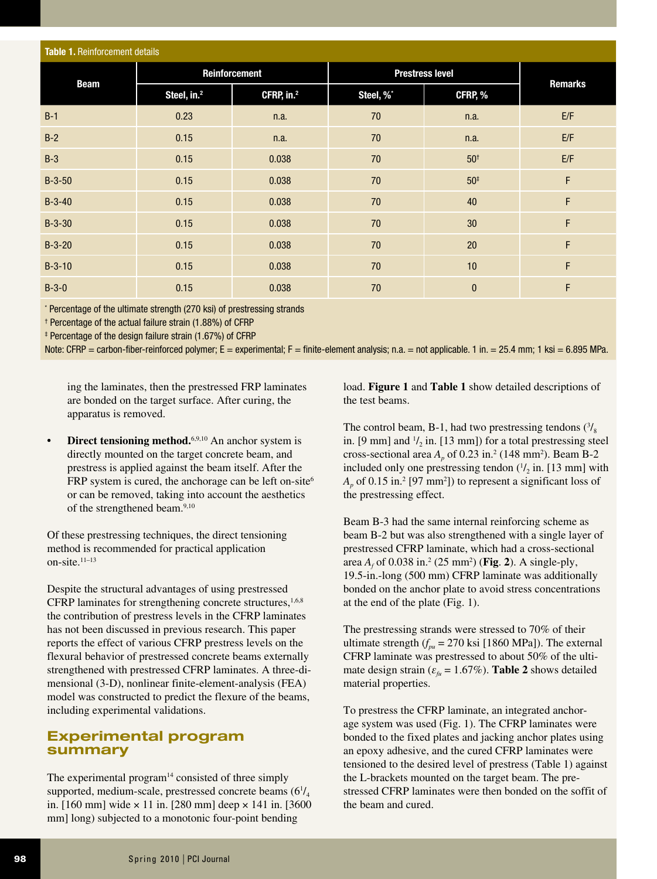**Table 1.** Reinforcement details

| Beam | Reinforcement | | Prestress level | | Remarks |
|---|---|---|---|---|---|
| | Steel, in.$^2$ | CFRP, in.$^2$ | Steel, %* | CFRP, % | |
| B-1 | 0.23 | n.a. | 70 | n.a. | E/F |
| B-2 | 0.15 | n.a. | 70 | n.a. | E/F |
| B-3 | 0.15 | 0.038 | 70 | 50† | E/F |
| B-3-50 | 0.15 | 0.038 | 70 | 50‡ | F |
| B-3-40 | 0.15 | 0.038 | 70 | 40 | F |
| B-3-30 | 0.15 | 0.038 | 70 | 30 | F |
| B-3-20 | 0.15 | 0.038 | 70 | 20 | F |
| B-3-10 | 0.15 | 0.038 | 70 | 10 | F |
| B-3-0 | 0.15 | 0.038 | 70 | 0 | F |

\* Percentage of the ultimate strength (270 ksi) of prestressing strands

† Percentage of the actual failure strain (1.88%) of CFRP

‡ Percentage of the design failure strain (1.67%) of CFRP

Note: CFRP = carbon-fiber-reinforced polymer; E = experimental; F = finite-element analysis; n.a. = not applicable. 1 in. = 25.4 mm; 1 ksi = 6.895 MPa.

ing the laminates, then the prestressed FRP laminates are bonded on the target surface. After curing, the apparatus is removed.

- **Direct tensioning method.**[6,9,10] An anchor system is directly mounted on the target concrete beam, and prestress is applied against the beam itself. After the FRP system is cured, the anchorage can be left on-site[6] or can be removed, taking into account the aesthetics of the strengthened beam.[9,10]

Of these prestressing techniques, the direct tensioning method is recommended for practical application on-site.[11–13]

Despite the structural advantages of using prestressed CFRP laminates for strengthening concrete structures,[1,6,8] the contribution of prestress levels in the CFRP laminates has not been discussed in previous research. This paper reports the effect of various CFRP prestress levels on the flexural behavior of prestressed concrete beams externally strengthened with prestressed CFRP laminates. A three-dimensional (3-D), nonlinear finite-element-analysis (FEA) model was constructed to predict the flexure of the beams, including experimental validations.

## Experimental program summary

The experimental program[14] consisted of three simply supported, medium-scale, prestressed concrete beams ($6^1/_4$ in. [160 mm] wide × 11 in. [280 mm] deep × 141 in. [3600 mm] long) subjected to a monotonic four-point bending load. **Figure 1** and **Table 1** show detailed descriptions of the test beams.

The control beam, B-1, had two prestressing tendons ($^3/_8$ in. [9 mm] and $^1/_2$ in. [13 mm]) for a total prestressing steel cross-sectional area $A_p$ of 0.23 in.$^2$ (148 mm$^2$). Beam B-2 included only one prestressing tendon ($^1/_2$ in. [13 mm] with $A_p$ of 0.15 in.$^2$ [97 mm$^2$]) to represent a significant loss of the prestressing effect.

Beam B-3 had the same internal reinforcing scheme as beam B-2 but was also strengthened with a single layer of prestressed CFRP laminate, which had a cross-sectional area $A_f$ of 0.038 in.$^2$ (25 mm$^2$) (**Fig. 2**). A single-ply, 19.5-in.-long (500 mm) CFRP laminate was additionally bonded on the anchor plate to avoid stress concentrations at the end of the plate (Fig. 1).

The prestressing strands were stressed to 70% of their ultimate strength ($f_{pu}$ = 270 ksi [1860 MPa]). The external CFRP laminate was prestressed to about 50% of the ultimate design strain ($\varepsilon_{fu}$ = 1.67%). **Table 2** shows detailed material properties.

To prestress the CFRP laminate, an integrated anchorage system was used (Fig. 1). The CFRP laminates were bonded to the fixed plates and jacking anchor plates using an epoxy adhesive, and the cured CFRP laminates were tensioned to the desired level of prestress (Table 1) against the L-brackets mounted on the target beam. The prestressed CFRP laminates were then bonded on the soffit of the beam and cured.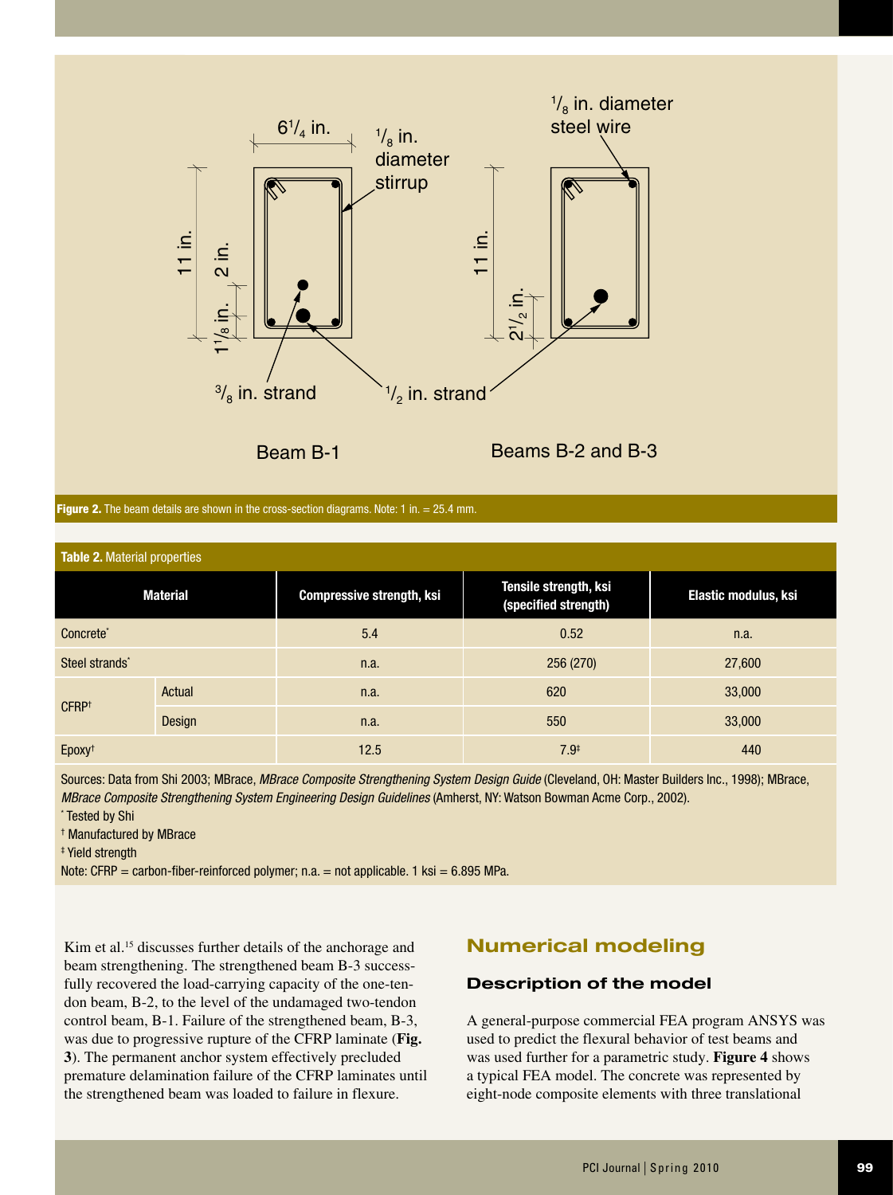**Figure 2.** The beam details are shown in the cross-section diagrams. Note: 1 in. = 25.4 mm.

**Table 2.** Material properties

| Material | | Compressive strength, ksi | Tensile strength, ksi (specified strength) | Elastic modulus, ksi |
|---|---|---|---|---|
| Concrete* | | 5.4 | 0.52 | n.a. |
| Steel strands* | | n.a. | 256 (270) | 27,600 |
| CFRP† | Actual | n.a. | 620 | 33,000 |
| | Design | n.a. | 550 | 33,000 |
| Epoxy† | | 12.5 | 7.9‡ | 440 |

Sources: Data from Shi 2003; MBrace, *MBrace Composite Strengthening System Design Guide* (Cleveland, OH: Master Builders Inc., 1998); MBrace, *MBrace Composite Strengthening System Engineering Design Guidelines* (Amherst, NY: Watson Bowman Acme Corp., 2002).

\* Tested by Shi

† Manufactured by MBrace

‡ Yield strength

Note: CFRP = carbon-fiber-reinforced polymer; n.a. = not applicable. 1 ksi = 6.895 MPa.

Kim et al.[15] discusses further details of the anchorage and beam strengthening. The strengthened beam B-3 successfully recovered the load-carrying capacity of the one-tendon beam, B-2, to the level of the undamaged two-tendon control beam, B-1. Failure of the strengthened beam, B-3, was due to progressive rupture of the CFRP laminate (**Fig. 3**). The permanent anchor system effectively precluded premature delamination failure of the CFRP laminates until the strengthened beam was loaded to failure in flexure.

## Numerical modeling

### Description of the model

A general-purpose commercial FEA program ANSYS was used to predict the flexural behavior of test beams and was used further for a parametric study. **Figure 4** shows a typical FEA model. The concrete was represented by eight-node composite elements with three translational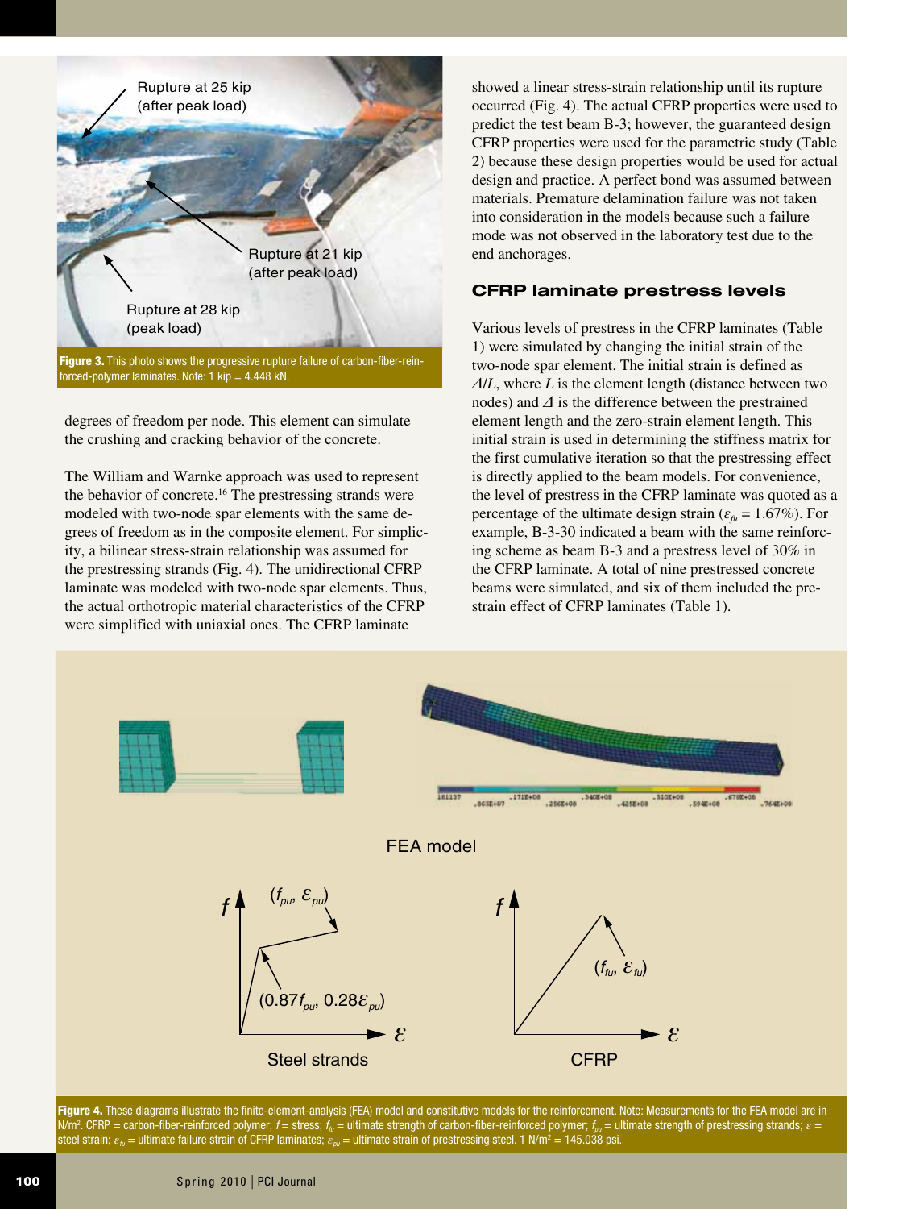Figure 3. This photo shows the progressive rupture failure of carbon-fiber-reinforced-polymer laminates. Note: 1 kip = 4.448 kN.

degrees of freedom per node. This element can simulate the crushing and cracking behavior of the concrete.

The William and Warnke approach was used to represent the behavior of concrete.[16] The prestressing strands were modeled with two-node spar elements with the same degrees of freedom as in the composite element. For simplicity, a bilinear stress-strain relationship was assumed for the prestressing strands (Fig. 4). The unidirectional CFRP laminate was modeled with two-node spar elements. Thus, the actual orthotropic material characteristics of the CFRP were simplified with uniaxial ones. The CFRP laminate showed a linear stress-strain relationship until its rupture occurred (Fig. 4). The actual CFRP properties were used to predict the test beam B-3; however, the guaranteed design CFRP properties were used for the parametric study (Table 2) because these design properties would be used for actual design and practice. A perfect bond was assumed between materials. Premature delamination failure was not taken into consideration in the models because such a failure mode was not observed in the laboratory test due to the end anchorages.

## CFRP laminate prestress levels

Various levels of prestress in the CFRP laminates (Table 1) were simulated by changing the initial strain of the two-node spar element. The initial strain is defined as $\Delta/L$, where $L$ is the element length (distance between two nodes) and $\Delta$ is the difference between the prestrained element length and the zero-strain element length. This initial strain is used in determining the stiffness matrix for the first cumulative iteration so that the prestressing effect is directly applied to the beam models. For convenience, the level of prestress in the CFRP laminate was quoted as a percentage of the ultimate design strain ($\varepsilon_{fu}$ = 1.67%). For example, B-3-30 indicated a beam with the same reinforcing scheme as beam B-3 and a prestress level of 30% in the CFRP laminate. A total of nine prestressed concrete beams were simulated, and six of them included the prestrain effect of CFRP laminates (Table 1).

Figure 4. These diagrams illustrate the finite-element-analysis (FEA) model and constitutive models for the reinforcement. Note: Measurements for the FEA model are in N/m². CFRP = carbon-fiber-reinforced polymer; $f$ = stress; $f_{fu}$ = ultimate strength of carbon-fiber-reinforced polymer; $f_{pu}$ = ultimate strength of prestressing strands; $\varepsilon$ = steel strain; $\varepsilon_{fu}$ = ultimate failure strain of CFRP laminates; $\varepsilon_{pu}$ = ultimate strain of prestressing steel. 1 N/m² = 145.038 psi.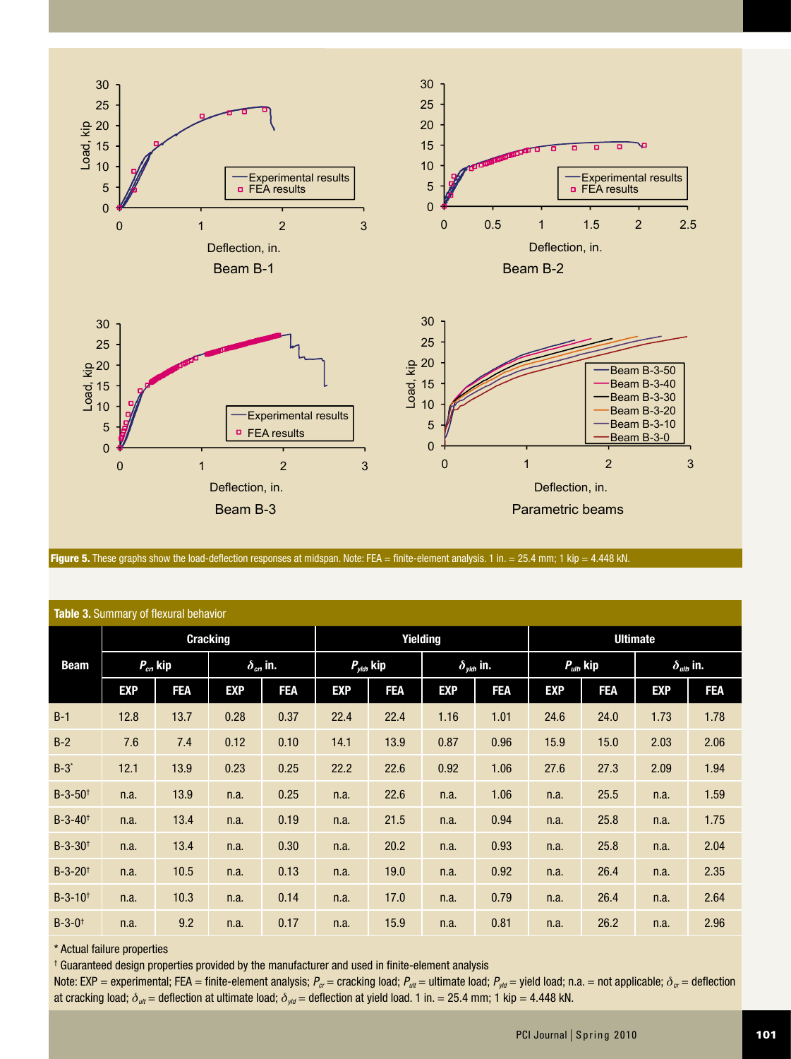**Figure 5.** These graphs show the load-deflection responses at midspan. Note: FEA = finite-element analysis. 1 in. = 25.4 mm; 1 kip = 4.448 kN.

**Table 3.** Summary of flexural behavior

| Beam | Cracking | | | | Yielding | | | | Ultimate | | | |
|---|---|---|---|---|---|---|---|---|---|---|---|---|
| | $P_{cr}$, kip | | $\delta_{cr}$, in. | | $P_{yld}$, kip | | $\delta_{yld}$, in. | | $P_{ult}$, kip | | $\delta_{ult}$, in. | |
| | EXP | FEA | EXP | FEA | EXP | FEA | EXP | FEA | EXP | FEA | EXP | FEA |
| B-1 | 12.8 | 13.7 | 0.28 | 0.37 | 22.4 | 22.4 | 1.16 | 1.01 | 24.6 | 24.0 | 1.73 | 1.78 |
| B-2 | 7.6 | 7.4 | 0.12 | 0.10 | 14.1 | 13.9 | 0.87 | 0.96 | 15.9 | 15.0 | 2.03 | 2.06 |
| B-3* | 12.1 | 13.9 | 0.23 | 0.25 | 22.2 | 22.6 | 0.92 | 1.06 | 27.6 | 27.3 | 2.09 | 1.94 |
| B-3-50† | n.a. | 13.9 | n.a. | 0.25 | n.a. | 22.6 | n.a. | 1.06 | n.a. | 25.5 | n.a. | 1.59 |
| B-3-40† | n.a. | 13.4 | n.a. | 0.19 | n.a. | 21.5 | n.a. | 0.94 | n.a. | 25.8 | n.a. | 1.75 |
| B-3-30† | n.a. | 13.4 | n.a. | 0.30 | n.a. | 20.2 | n.a. | 0.93 | n.a. | 25.8 | n.a. | 2.04 |
| B-3-20† | n.a. | 10.5 | n.a. | 0.13 | n.a. | 19.0 | n.a. | 0.92 | n.a. | 26.4 | n.a. | 2.35 |
| B-3-10† | n.a. | 10.3 | n.a. | 0.14 | n.a. | 17.0 | n.a. | 0.79 | n.a. | 26.4 | n.a. | 2.64 |
| B-3-0† | n.a. | 9.2 | n.a. | 0.17 | n.a. | 15.9 | n.a. | 0.81 | n.a. | 26.2 | n.a. | 2.96 |

\* Actual failure properties

† Guaranteed design properties provided by the manufacturer and used in finite-element analysis

Note: EXP = experimental; FEA = finite-element analysis; $P_{cr}$ = cracking load; $P_{ult}$ = ultimate load; $P_{yld}$ = yield load; n.a. = not applicable; $\delta_{cr}$ = deflection at cracking load; $\delta_{ult}$ = deflection at ultimate load; $\delta_{yld}$ = deflection at yield load. 1 in. = 25.4 mm; 1 kip = 4.448 kN.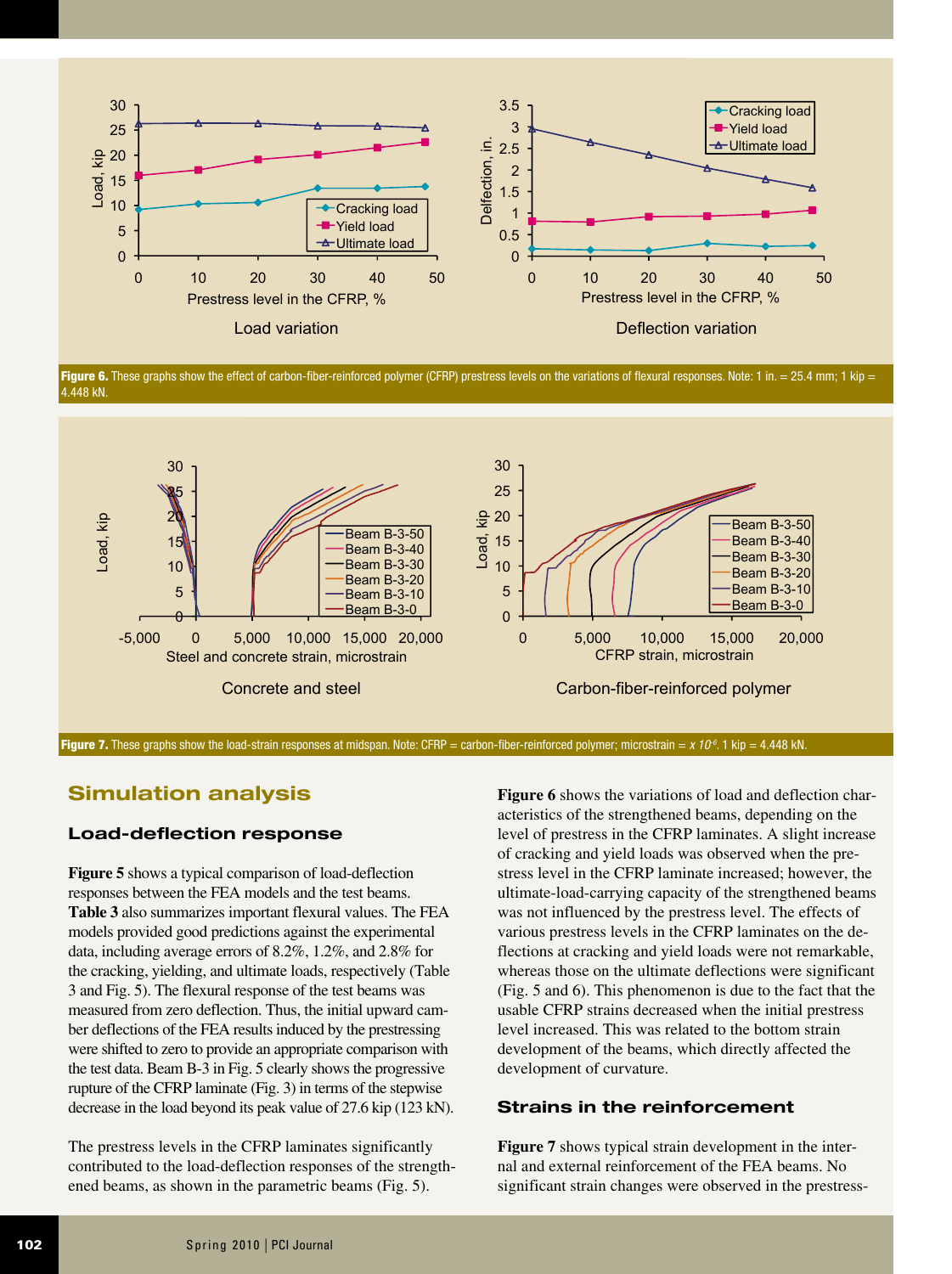Figure 6. These graphs show the effect of carbon-fiber-reinforced polymer (CFRP) prestress levels on the variations of flexural responses. Note: 1 in. = 25.4 mm; 1 kip = 4.448 kN.

Figure 7. These graphs show the load-strain responses at midspan. Note: CFRP = carbon-fiber-reinforced polymer; microstrain = $x\ 10^{-6}$. 1 kip = 4.448 kN.

## Simulation analysis

### Load-deflection response

**Figure 5** shows a typical comparison of load-deflection responses between the FEA models and the test beams. **Table 3** also summarizes important flexural values. The FEA models provided good predictions against the experimental data, including average errors of 8.2%, 1.2%, and 2.8% for the cracking, yielding, and ultimate loads, respectively (Table 3 and Fig. 5). The flexural response of the test beams was measured from zero deflection. Thus, the initial upward camber deflections of the FEA results induced by the prestressing were shifted to zero to provide an appropriate comparison with the test data. Beam B-3 in Fig. 5 clearly shows the progressive rupture of the CFRP laminate (Fig. 3) in terms of the stepwise decrease in the load beyond its peak value of 27.6 kip (123 kN).

The prestress levels in the CFRP laminates significantly contributed to the load-deflection responses of the strengthened beams, as shown in the parametric beams (Fig. 5).

**Figure 6** shows the variations of load and deflection characteristics of the strengthened beams, depending on the level of prestress in the CFRP laminates. A slight increase of cracking and yield loads was observed when the prestress level in the CFRP laminate increased; however, the ultimate-load-carrying capacity of the strengthened beams was not influenced by the prestress level. The effects of various prestress levels in the CFRP laminates on the deflections at cracking and yield loads were not remarkable, whereas those on the ultimate deflections were significant (Fig. 5 and 6). This phenomenon is due to the fact that the usable CFRP strains decreased when the initial prestress level increased. This was related to the bottom strain development of the beams, which directly affected the development of curvature.

### Strains in the reinforcement

**Figure 7** shows typical strain development in the internal and external reinforcement of the FEA beams. No significant strain changes were observed in the prestress-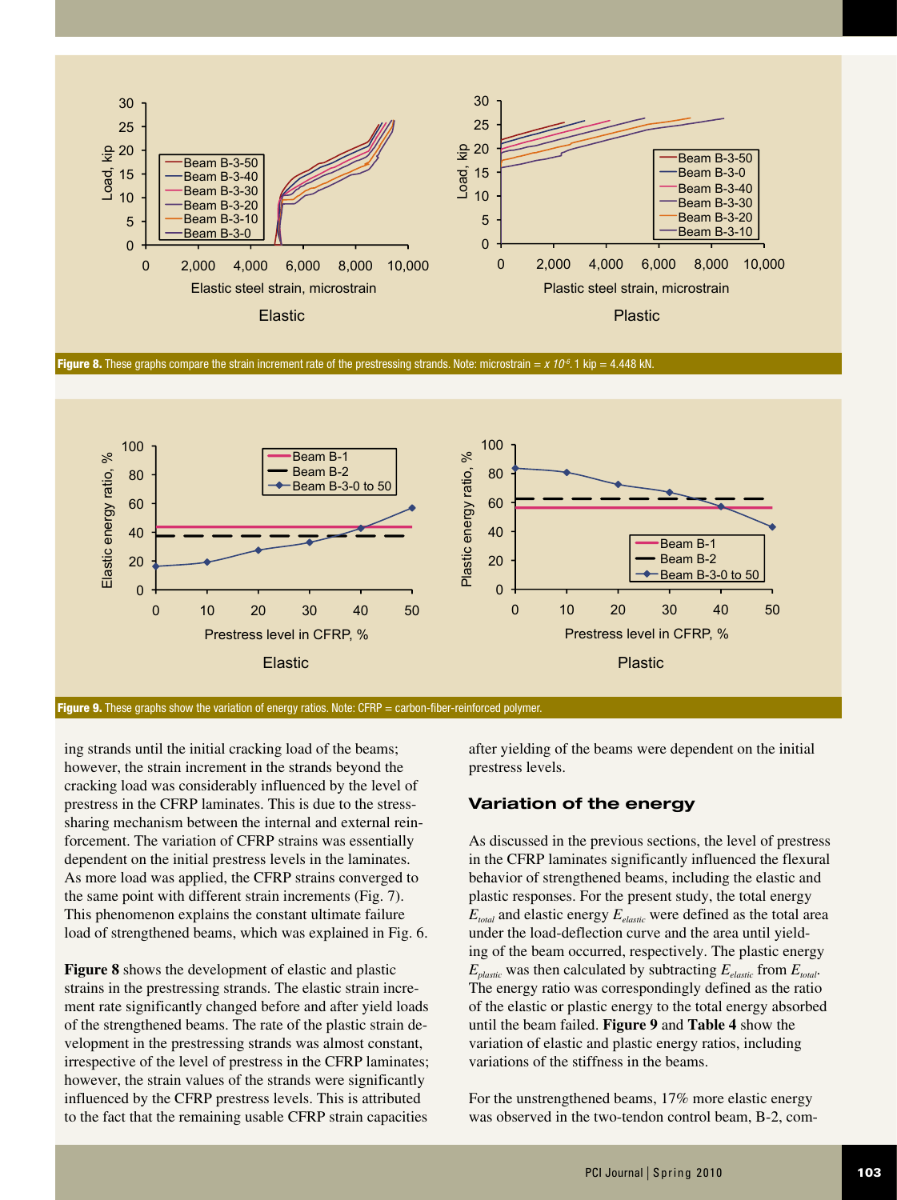**Figure 8.** These graphs compare the strain increment rate of the prestressing strands. Note: microstrain = $x\ 10^{-6}$. 1 kip = 4.448 kN.

**Figure 9.** These graphs show the variation of energy ratios. Note: CFRP = carbon-fiber-reinforced polymer.

ing strands until the initial cracking load of the beams; however, the strain increment in the strands beyond the cracking load was considerably influenced by the level of prestress in the CFRP laminates. This is due to the stress-sharing mechanism between the internal and external reinforcement. The variation of CFRP strains was essentially dependent on the initial prestress levels in the laminates. As more load was applied, the CFRP strains converged to the same point with different strain increments (Fig. 7). This phenomenon explains the constant ultimate failure load of strengthened beams, which was explained in Fig. 6.

**Figure 8** shows the development of elastic and plastic strains in the prestressing strands. The elastic strain increment rate significantly changed before and after yield loads of the strengthened beams. The rate of the plastic strain development in the prestressing strands was almost constant, irrespective of the level of prestress in the CFRP laminates; however, the strain values of the strands were significantly influenced by the CFRP prestress levels. This is attributed to the fact that the remaining usable CFRP strain capacities after yielding of the beams were dependent on the initial prestress levels.

## Variation of the energy

As discussed in the previous sections, the level of prestress in the CFRP laminates significantly influenced the flexural behavior of strengthened beams, including the elastic and plastic responses. For the present study, the total energy $E_{total}$ and elastic energy $E_{elastic}$ were defined as the total area under the load-deflection curve and the area until yielding of the beam occurred, respectively. The plastic energy $E_{plastic}$ was then calculated by subtracting $E_{elastic}$ from $E_{total}$. The energy ratio was correspondingly defined as the ratio of the elastic or plastic energy to the total energy absorbed until the beam failed. **Figure 9** and **Table 4** show the variation of elastic and plastic energy ratios, including variations of the stiffness in the beams.

For the unstrengthened beams, 17% more elastic energy was observed in the two-tendon control beam, B-2, com-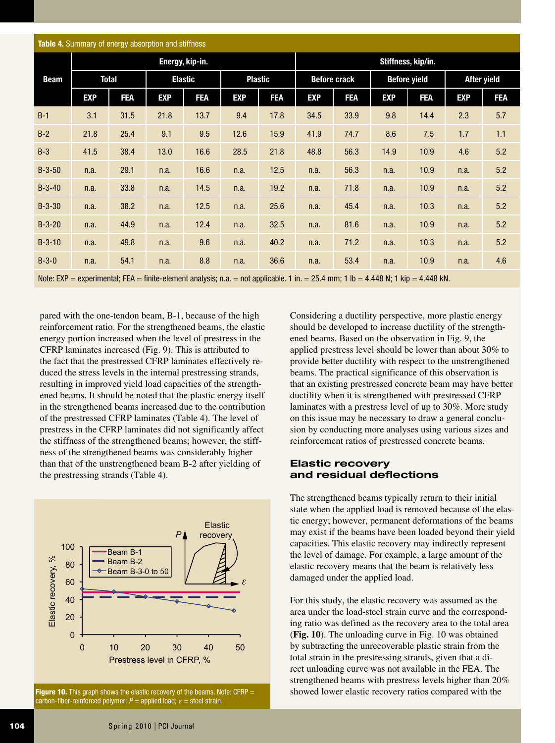**Table 4.** Summary of energy absorption and stiffness

| Beam | Energy, kip-in. | | | | | | Stiffness, kip/in. | | | | | |
|---|---|---|---|---|---|---|---|---|---|---|---|---|
| | Total | | Elastic | | Plastic | | Before crack | | Before yield | | After yield | |
| | EXP | FEA | EXP | FEA | EXP | FEA | EXP | FEA | EXP | FEA | EXP | FEA |
| B-1 | 3.1 | 31.5 | 21.8 | 13.7 | 9.4 | 17.8 | 34.5 | 33.9 | 9.8 | 14.4 | 2.3 | 5.7 |
| B-2 | 21.8 | 25.4 | 9.1 | 9.5 | 12.6 | 15.9 | 41.9 | 74.7 | 8.6 | 7.5 | 1.7 | 1.1 |
| B-3 | 41.5 | 38.4 | 13.0 | 16.6 | 28.5 | 21.8 | 48.8 | 56.3 | 14.9 | 10.9 | 4.6 | 5.2 |
| B-3-50 | n.a. | 29.1 | n.a. | 16.6 | n.a. | 12.5 | n.a. | 56.3 | n.a. | 10.9 | n.a. | 5.2 |
| B-3-40 | n.a. | 33.8 | n.a. | 14.5 | n.a. | 19.2 | n.a. | 71.8 | n.a. | 10.9 | n.a. | 5.2 |
| B-3-30 | n.a. | 38.2 | n.a. | 12.5 | n.a. | 25.6 | n.a. | 45.4 | n.a. | 10.3 | n.a. | 5.2 |
| B-3-20 | n.a. | 44.9 | n.a. | 12.4 | n.a. | 32.5 | n.a. | 81.6 | n.a. | 10.9 | n.a. | 5.2 |
| B-3-10 | n.a. | 49.8 | n.a. | 9.6 | n.a. | 40.2 | n.a. | 71.2 | n.a. | 10.3 | n.a. | 5.2 |
| B-3-0 | n.a. | 54.1 | n.a. | 8.8 | n.a. | 36.6 | n.a. | 53.4 | n.a. | 10.9 | n.a. | 4.6 |

Note: EXP = experimental; FEA = finite-element analysis; n.a. = not applicable. 1 in. = 25.4 mm; 1 lb = 4.448 N; 1 kip = 4.448 kN.

pared with the one-tendon beam, B-1, because of the high reinforcement ratio. For the strengthened beams, the elastic energy portion increased when the level of prestress in the CFRP laminates increased (Fig. 9). This is attributed to the fact that the prestressed CFRP laminates effectively reduced the stress levels in the internal prestressing strands, resulting in improved yield load capacities of the strengthened beams. It should be noted that the plastic energy itself in the strengthened beams increased due to the contribution of the prestressed CFRP laminates (Table 4). The level of prestress in the CFRP laminates did not significantly affect the stiffness of the strengthened beams; however, the stiffness of the strengthened beams was considerably higher than that of the unstrengthened beam B-2 after yielding of the prestressing strands (Table 4).

**Figure 10.** This graph shows the elastic recovery of the beams. Note: CFRP = carbon-fiber-reinforced polymer; $P$ = applied load; $\varepsilon$ = steel strain.

Considering a ductility perspective, more plastic energy should be developed to increase ductility of the strengthened beams. Based on the observation in Fig. 9, the applied prestress level should be lower than about 30% to provide better ductility with respect to the unstrengthened beams. The practical significance of this observation is that an existing prestressed concrete beam may have better ductility when it is strengthened with prestressed CFRP laminates with a prestress level of up to 30%. More study on this issue may be necessary to draw a general conclusion by conducting more analyses using various sizes and reinforcement ratios of prestressed concrete beams.

## Elastic recovery and residual deflections

The strengthened beams typically return to their initial state when the applied load is removed because of the elastic energy; however, permanent deformations of the beams may exist if the beams have been loaded beyond their yield capacities. This elastic recovery may indirectly represent the level of damage. For example, a large amount of the elastic recovery means that the beam is relatively less damaged under the applied load.

For this study, the elastic recovery was assumed as the area under the load-steel strain curve and the corresponding ratio was defined as the recovery area to the total area (**Fig. 10**). The unloading curve in Fig. 10 was obtained by subtracting the unrecoverable plastic strain from the total strain in the prestressing strands, given that a direct unloading curve was not available in the FEA. The strengthened beams with prestress levels higher than 20% showed lower elastic recovery ratios compared with the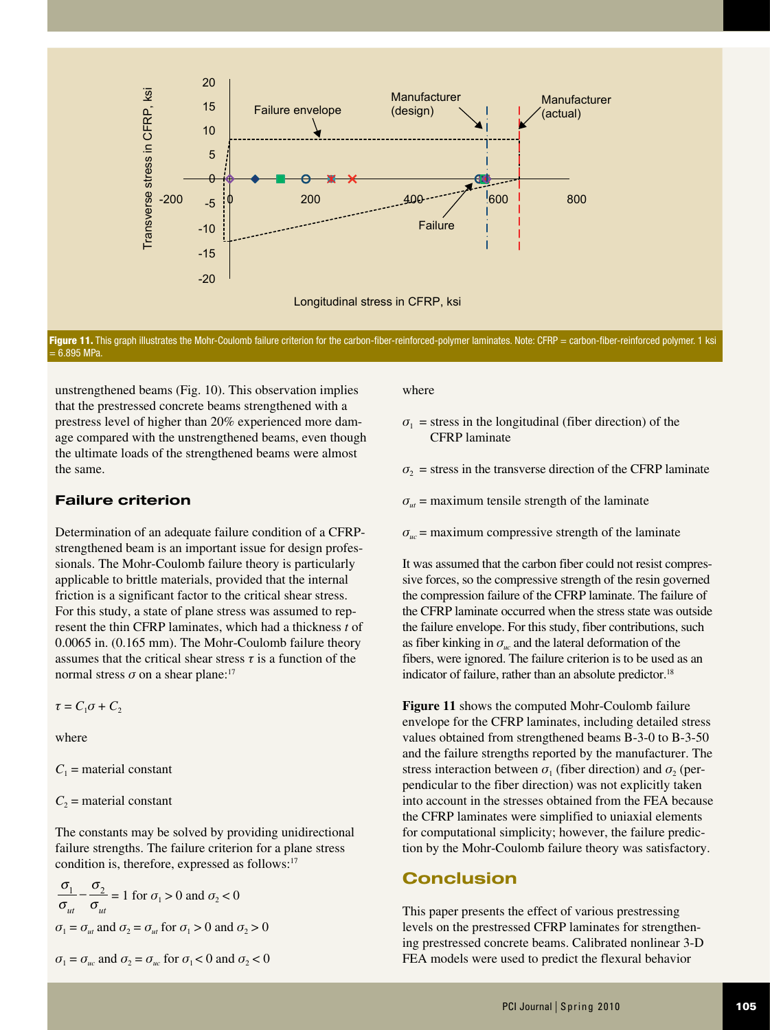Figure 11. This graph illustrates the Mohr-Coulomb failure criterion for the carbon-fiber-reinforced-polymer laminates. Note: CFRP = carbon-fiber-reinforced polymer. 1 ksi = 6.895 MPa.

unstrengthened beams (Fig. 10). This observation implies that the prestressed concrete beams strengthened with a prestress level of higher than 20% experienced more damage compared with the unstrengthened beams, even though the ultimate loads of the strengthened beams were almost the same.

## Failure criterion

Determination of an adequate failure condition of a CFRP-strengthened beam is an important issue for design professionals. The Mohr-Coulomb failure theory is particularly applicable to brittle materials, provided that the internal friction is a significant factor to the critical shear stress. For this study, a state of plane stress was assumed to represent the thin CFRP laminates, which had a thickness $t$ of 0.0065 in. (0.165 mm). The Mohr-Coulomb failure theory assumes that the critical shear stress $\tau$ is a function of the normal stress $\sigma$ on a shear plane:[17]

$$\tau = C_1\sigma + C_2$$

where

$C_1$ = material constant

$C_2$ = material constant

The constants may be solved by providing unidirectional failure strengths. The failure criterion for a plane stress condition is, therefore, expressed as follows:[17]

$$\frac{\sigma_1}{\sigma_{ut}} - \frac{\sigma_2}{\sigma_{ut}} = 1 \text{ for } \sigma_1 > 0 \text{ and } \sigma_2 < 0$$

$$\sigma_1 = \sigma_{ut} \text{ and } \sigma_2 = \sigma_{ut} \text{ for } \sigma_1 > 0 \text{ and } \sigma_2 > 0$$

$$\sigma_1 = \sigma_{uc} \text{ and } \sigma_2 = \sigma_{uc} \text{ for } \sigma_1 < 0 \text{ and } \sigma_2 < 0$$

where

$\sigma_1$ = stress in the longitudinal (fiber direction) of the CFRP laminate

$\sigma_2$ = stress in the transverse direction of the CFRP laminate

$\sigma_{ut}$ = maximum tensile strength of the laminate

$\sigma_{uc}$ = maximum compressive strength of the laminate

It was assumed that the carbon fiber could not resist compressive forces, so the compressive strength of the resin governed the compression failure of the CFRP laminate. The failure of the CFRP laminate occurred when the stress state was outside the failure envelope. For this study, fiber contributions, such as fiber kinking in $\sigma_{uc}$ and the lateral deformation of the fibers, were ignored. The failure criterion is to be used as an indicator of failure, rather than an absolute predictor.[18]

**Figure 11** shows the computed Mohr-Coulomb failure envelope for the CFRP laminates, including detailed stress values obtained from strengthened beams B-3-0 to B-3-50 and the failure strengths reported by the manufacturer. The stress interaction between $\sigma_1$ (fiber direction) and $\sigma_2$ (perpendicular to the fiber direction) was not explicitly taken into account in the stresses obtained from the FEA because the CFRP laminates were simplified to uniaxial elements for computational simplicity; however, the failure prediction by the Mohr-Coulomb failure theory was satisfactory.

## Conclusion

This paper presents the effect of various prestressing levels on the prestressed CFRP laminates for strengthening prestressed concrete beams. Calibrated nonlinear 3-D FEA models were used to predict the flexural behavior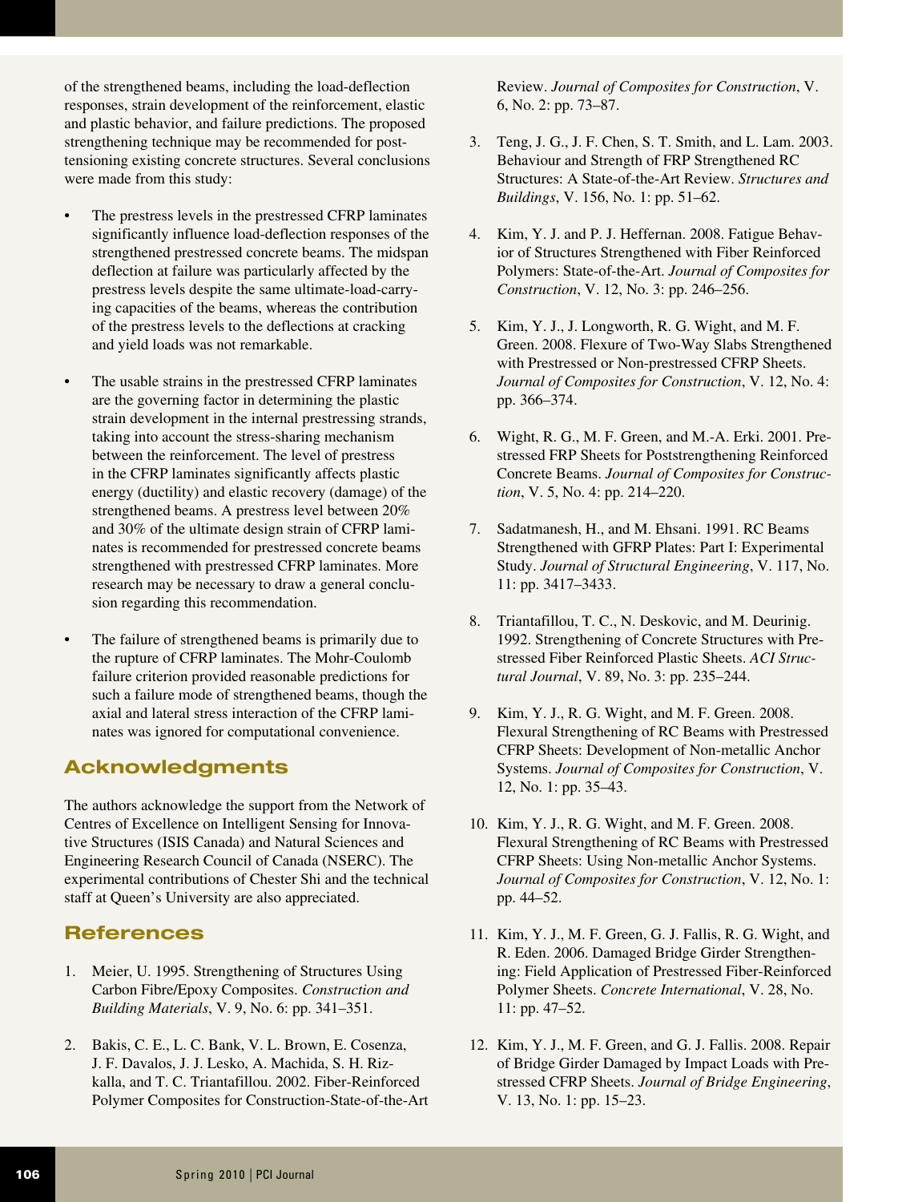of the strengthened beams, including the load-deflection responses, strain development of the reinforcement, elastic and plastic behavior, and failure predictions. The proposed strengthening technique may be recommended for post-tensioning existing concrete structures. Several conclusions were made from this study:

- The prestress levels in the prestressed CFRP laminates significantly influence load-deflection responses of the strengthened prestressed concrete beams. The midspan deflection at failure was particularly affected by the prestress levels despite the same ultimate-load-carrying capacities of the beams, whereas the contribution of the prestress levels to the deflections at cracking and yield loads was not remarkable.

- The usable strains in the prestressed CFRP laminates are the governing factor in determining the plastic strain development in the internal prestressing strands, taking into account the stress-sharing mechanism between the reinforcement. The level of prestress in the CFRP laminates significantly affects plastic energy (ductility) and elastic recovery (damage) of the strengthened beams. A prestress level between 20% and 30% of the ultimate design strain of CFRP laminates is recommended for prestressed concrete beams strengthened with prestressed CFRP laminates. More research may be necessary to draw a general conclusion regarding this recommendation.

- The failure of strengthened beams is primarily due to the rupture of CFRP laminates. The Mohr-Coulomb failure criterion provided reasonable predictions for such a failure mode of strengthened beams, though the axial and lateral stress interaction of the CFRP laminates was ignored for computational convenience.

## Acknowledgments

The authors acknowledge the support from the Network of Centres of Excellence on Intelligent Sensing for Innovative Structures (ISIS Canada) and Natural Sciences and Engineering Research Council of Canada (NSERC). The experimental contributions of Chester Shi and the technical staff at Queen's University are also appreciated.

## References

1. Meier, U. 1995. Strengthening of Structures Using Carbon Fibre/Epoxy Composites. *Construction and Building Materials*, V. 9, No. 6: pp. 341–351.

2. Bakis, C. E., L. C. Bank, V. L. Brown, E. Cosenza, J. F. Davalos, J. J. Lesko, A. Machida, S. H. Rizkalla, and T. C. Triantafillou. 2002. Fiber-Reinforced Polymer Composites for Construction-State-of-the-Art Review. *Journal of Composites for Construction*, V. 6, No. 2: pp. 73–87.

3. Teng, J. G., J. F. Chen, S. T. Smith, and L. Lam. 2003. Behaviour and Strength of FRP Strengthened RC Structures: A State-of-the-Art Review. *Structures and Buildings*, V. 156, No. 1: pp. 51–62.

4. Kim, Y. J. and P. J. Heffernan. 2008. Fatigue Behavior of Structures Strengthened with Fiber Reinforced Polymers: State-of-the-Art. *Journal of Composites for Construction*, V. 12, No. 3: pp. 246–256.

5. Kim, Y. J., J. Longworth, R. G. Wight, and M. F. Green. 2008. Flexure of Two-Way Slabs Strengthened with Prestressed or Non-prestressed CFRP Sheets. *Journal of Composites for Construction*, V. 12, No. 4: pp. 366–374.

6. Wight, R. G., M. F. Green, and M.-A. Erki. 2001. Prestressed FRP Sheets for Poststrengthening Reinforced Concrete Beams. *Journal of Composites for Construction*, V. 5, No. 4: pp. 214–220.

7. Sadatmanesh, H., and M. Ehsani. 1991. RC Beams Strengthened with GFRP Plates: Part I: Experimental Study. *Journal of Structural Engineering*, V. 117, No. 11: pp. 3417–3433.

8. Triantafillou, T. C., N. Deskovic, and M. Deurinig. 1992. Strengthening of Concrete Structures with Prestressed Fiber Reinforced Plastic Sheets. *ACI Structural Journal*, V. 89, No. 3: pp. 235–244.

9. Kim, Y. J., R. G. Wight, and M. F. Green. 2008. Flexural Strengthening of RC Beams with Prestressed CFRP Sheets: Development of Non-metallic Anchor Systems. *Journal of Composites for Construction*, V. 12, No. 1: pp. 35–43.

10. Kim, Y. J., R. G. Wight, and M. F. Green. 2008. Flexural Strengthening of RC Beams with Prestressed CFRP Sheets: Using Non-metallic Anchor Systems. *Journal of Composites for Construction*, V. 12, No. 1: pp. 44–52.

11. Kim, Y. J., M. F. Green, G. J. Fallis, R. G. Wight, and R. Eden. 2006. Damaged Bridge Girder Strengthening: Field Application of Prestressed Fiber-Reinforced Polymer Sheets. *Concrete International*, V. 28, No. 11: pp. 47–52.

12. Kim, Y. J., M. F. Green, and G. J. Fallis. 2008. Repair of Bridge Girder Damaged by Impact Loads with Prestressed CFRP Sheets. *Journal of Bridge Engineering*, V. 13, No. 1: pp. 15–23.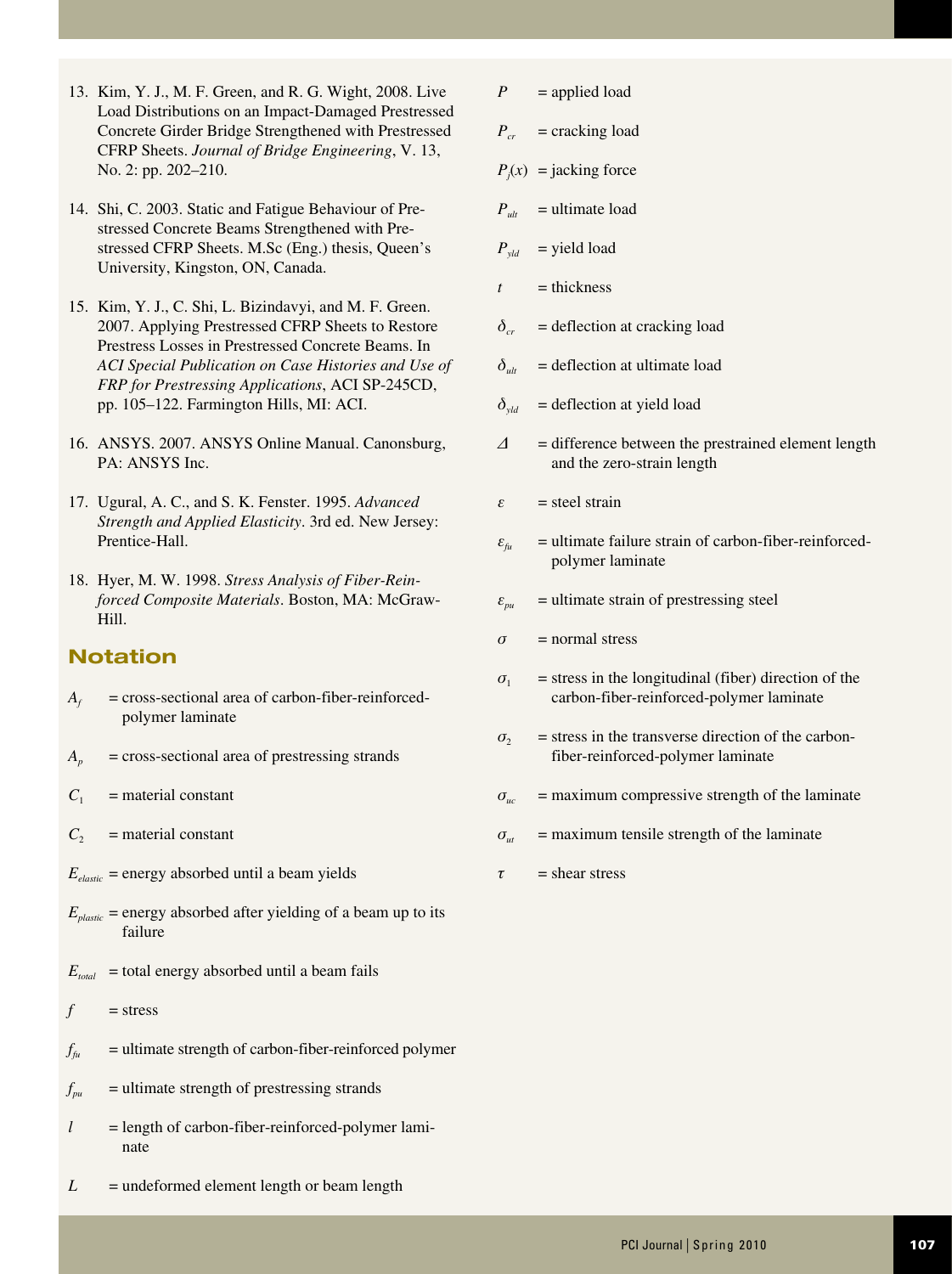13. Kim, Y. J., M. F. Green, and R. G. Wight, 2008. Live Load Distributions on an Impact-Damaged Prestressed Concrete Girder Bridge Strengthened with Prestressed CFRP Sheets. *Journal of Bridge Engineering*, V. 13, No. 2: pp. 202–210.

14. Shi, C. 2003. Static and Fatigue Behaviour of Prestressed Concrete Beams Strengthened with Prestressed CFRP Sheets. M.Sc (Eng.) thesis, Queen's University, Kingston, ON, Canada.

15. Kim, Y. J., C. Shi, L. Bizindavyi, and M. F. Green. 2007. Applying Prestressed CFRP Sheets to Restore Prestress Losses in Prestressed Concrete Beams. In *ACI Special Publication on Case Histories and Use of FRP for Prestressing Applications*, ACI SP-245CD, pp. 105–122. Farmington Hills, MI: ACI.

16. ANSYS. 2007. ANSYS Online Manual. Canonsburg, PA: ANSYS Inc.

17. Ugural, A. C., and S. K. Fenster. 1995. *Advanced Strength and Applied Elasticity*. 3rd ed. New Jersey: Prentice-Hall.

18. Hyer, M. W. 1998. *Stress Analysis of Fiber-Reinforced Composite Materials*. Boston, MA: McGraw-Hill.

## Notation

$A_f$ = cross-sectional area of carbon-fiber-reinforced-polymer laminate

$A_p$ = cross-sectional area of prestressing strands

$C_1$ = material constant

$C_2$ = material constant

$E_{elastic}$ = energy absorbed until a beam yields

$E_{plastic}$ = energy absorbed after yielding of a beam up to its failure

$E_{total}$ = total energy absorbed until a beam fails

$f$ = stress

$f_{fu}$ = ultimate strength of carbon-fiber-reinforced polymer

$f_{pu}$ = ultimate strength of prestressing strands

$l$ = length of carbon-fiber-reinforced-polymer laminate

$L$ = undeformed element length or beam length

$P$ = applied load

$P_{cr}$ = cracking load

$P_j(x)$ = jacking force

$P_{ult}$ = ultimate load

$P_{yld}$ = yield load

$t$ = thickness

$\delta_{cr}$ = deflection at cracking load

$\delta_{ult}$ = deflection at ultimate load

$\delta_{yld}$ = deflection at yield load

$\Delta$ = difference between the prestrained element length and the zero-strain length

$\varepsilon$ = steel strain

$\varepsilon_{fu}$ = ultimate failure strain of carbon-fiber-reinforced-polymer laminate

$\varepsilon_{pu}$ = ultimate strain of prestressing steel

$\sigma$ = normal stress

$\sigma_1$ = stress in the longitudinal (fiber) direction of the carbon-fiber-reinforced-polymer laminate

$\sigma_2$ = stress in the transverse direction of the carbon-fiber-reinforced-polymer laminate

$\sigma_{uc}$ = maximum compressive strength of the laminate

$\sigma_{ut}$ = maximum tensile strength of the laminate

$\tau$ = shear stress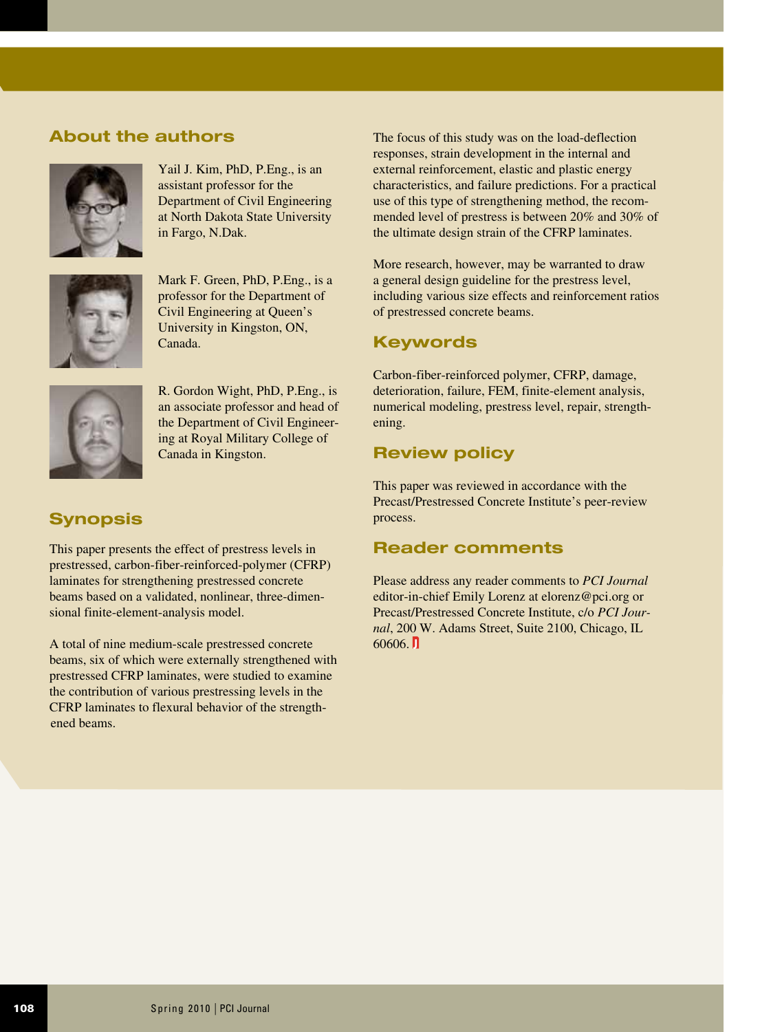## About the authors

Yail J. Kim, PhD, P.Eng., is an assistant professor for the Department of Civil Engineering at North Dakota State University in Fargo, N.Dak.

Mark F. Green, PhD, P.Eng., is a professor for the Department of Civil Engineering at Queen's University in Kingston, ON, Canada.

R. Gordon Wight, PhD, P.Eng., is an associate professor and head of the Department of Civil Engineering at Royal Military College of Canada in Kingston.

## Synopsis

This paper presents the effect of prestress levels in prestressed, carbon-fiber-reinforced-polymer (CFRP) laminates for strengthening prestressed concrete beams based on a validated, nonlinear, three-dimensional finite-element-analysis model.

A total of nine medium-scale prestressed concrete beams, six of which were externally strengthened with prestressed CFRP laminates, were studied to examine the contribution of various prestressing levels in the CFRP laminates to flexural behavior of the strengthened beams.

The focus of this study was on the load-deflection responses, strain development in the internal and external reinforcement, elastic and plastic energy characteristics, and failure predictions. For a practical use of this type of strengthening method, the recommended level of prestress is between 20% and 30% of the ultimate design strain of the CFRP laminates.

More research, however, may be warranted to draw a general design guideline for the prestress level, including various size effects and reinforcement ratios of prestressed concrete beams.

## Keywords

Carbon-fiber-reinforced polymer, CFRP, damage, deterioration, failure, FEM, finite-element analysis, numerical modeling, prestress level, repair, strengthening.

## Review policy

This paper was reviewed in accordance with the Precast/Prestressed Concrete Institute's peer-review process.

## Reader comments

Please address any reader comments to *PCI Journal* editor-in-chief Emily Lorenz at elorenz@pci.org or Precast/Prestressed Concrete Institute, c/o *PCI Journal*, 200 W. Adams Street, Suite 2100, Chicago, IL 60606.